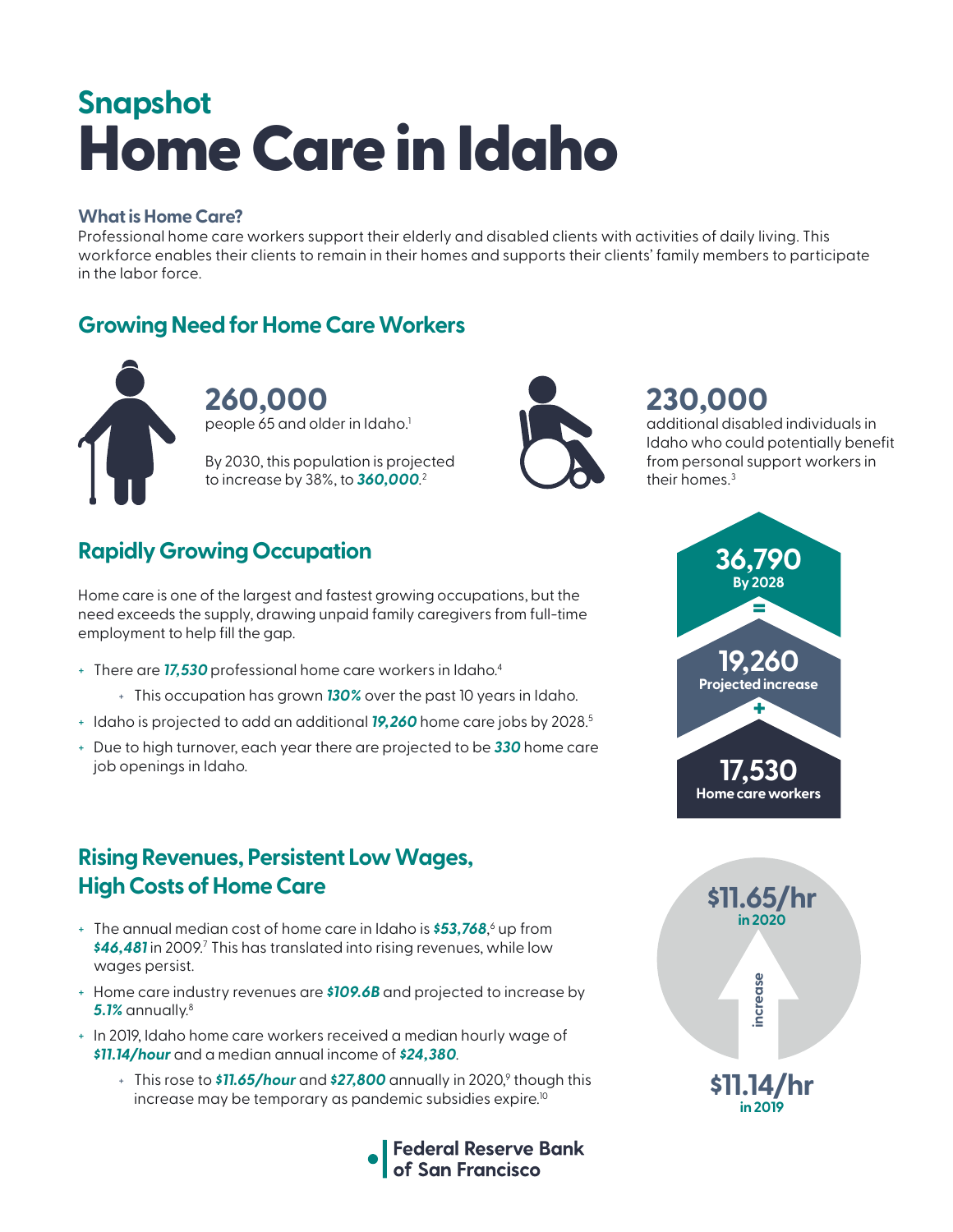# Snapshot
# Home Care in Idaho

### What is Home Care?

Professional home care workers support their elderly and disabled clients with activities of daily living. This workforce enables their clients to remain in their homes and supports their clients' family members to participate in the labor force.

## Growing Need for Home Care Workers

**260,000**
people 65 and older in Idaho.[1]

By 2030, this population is projected to increase by 38%, to ***360,000***.[2]

**230,000**
additional disabled individuals in Idaho who could potentially benefit from personal support workers in their homes.[3]

## Rapidly Growing Occupation

Home care is one of the largest and fastest growing occupations, but the need exceeds the supply, drawing unpaid family caregivers from full-time employment to help fill the gap.

- There are ***17,530*** professional home care workers in Idaho.[4]
  - This occupation has grown ***130%*** over the past 10 years in Idaho.
- Idaho is projected to add an additional ***19,260*** home care jobs by 2028.[5]
- Due to high turnover, each year there are projected to be ***330*** home care job openings in Idaho.

**36,790** By 2028
=
**19,260** Projected increase
+
**17,530** Home care workers

## Rising Revenues, Persistent Low Wages, High Costs of Home Care

- The annual median cost of home care in Idaho is ***$53,768***,[6] up from ***$46,481*** in 2009.[7] This has translated into rising revenues, while low wages persist.
- Home care industry revenues are ***$109.6B*** and projected to increase by ***5.1%*** annually.[8]
- In 2019, Idaho home care workers received a median hourly wage of ***$11.14/hour*** and a median annual income of ***$24,380***.
  - This rose to ***$11.65/hour*** and ***$27,800*** annually in 2020,[9] though this increase may be temporary as pandemic subsidies expire.[10]

**$11.65/hr** in 2020

increase

**$11.14/hr** in 2019

Federal Reserve Bank of San Francisco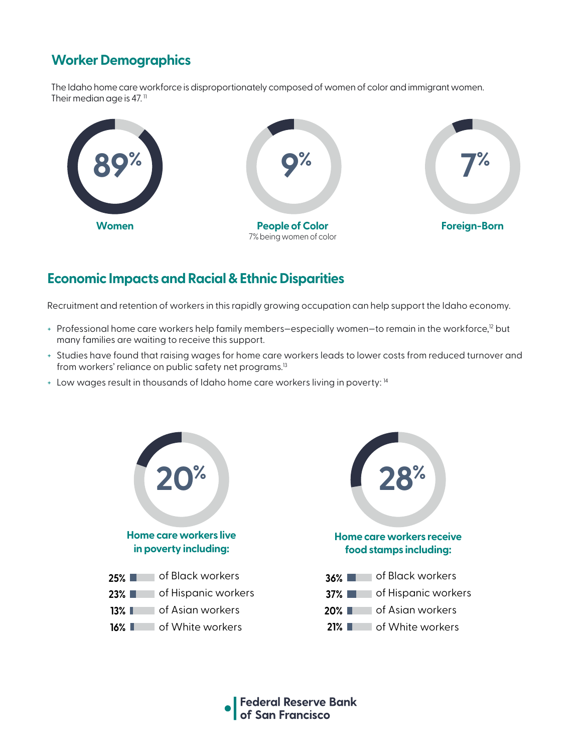## Worker Demographics

The Idaho home care workforce is disproportionately composed of women of color and immigrant women. Their median age is 47.[11]

**89%**
**Women**

**9%**
**People of Color**
7% being women of color

**7%**
**Foreign-Born**

## Economic Impacts and Racial & Ethnic Disparities

Recruitment and retention of workers in this rapidly growing occupation can help support the Idaho economy.

- Professional home care workers help family members—especially women—to remain in the workforce,[12] but many families are waiting to receive this support.
- Studies have found that raising wages for home care workers leads to lower costs from reduced turnover and from workers' reliance on public safety net programs.[13]
- Low wages result in thousands of Idaho home care workers living in poverty: [14]

**20%**
**Home care workers live in poverty including:**

- 25% of Black workers
- 23% of Hispanic workers
- 13% of Asian workers
- 16% of White workers

**28%**
**Home care workers receive food stamps including:**

- 36% of Black workers
- 37% of Hispanic workers
- 20% of Asian workers
- 21% of White workers

Federal Reserve Bank of San Francisco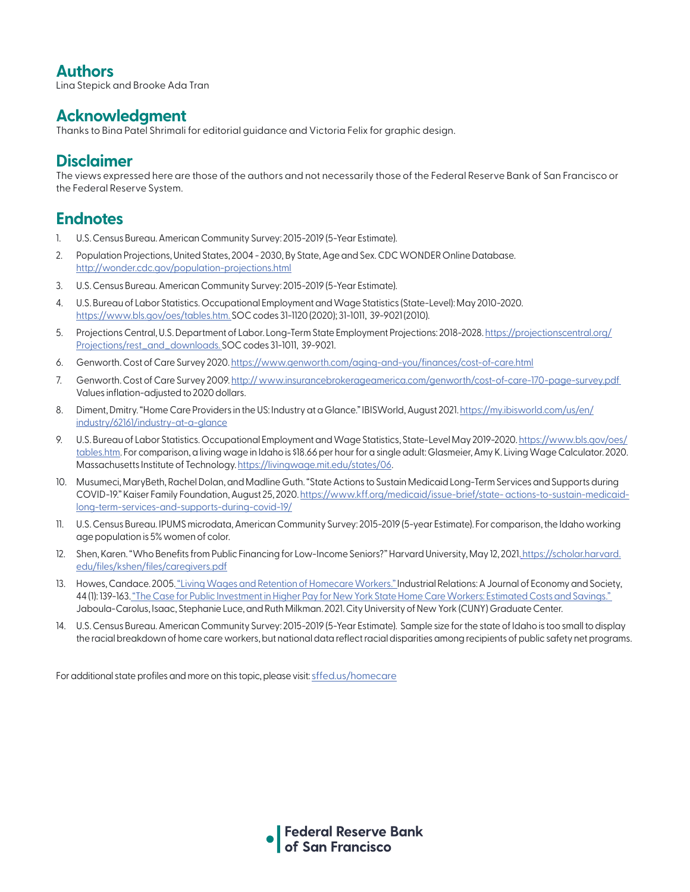## Authors

Lina Stepick and Brooke Ada Tran

## Acknowledgment

Thanks to Bina Patel Shrimali for editorial guidance and Victoria Felix for graphic design.

## Disclaimer

The views expressed here are those of the authors and not necessarily those of the Federal Reserve Bank of San Francisco or the Federal Reserve System.

## Endnotes

1. U.S. Census Bureau. American Community Survey: 2015-2019 (5-Year Estimate).
2. Population Projections, United States, 2004 - 2030, By State, Age and Sex. CDC WONDER Online Database. http://wonder.cdc.gov/population-projections.html
3. U.S. Census Bureau. American Community Survey: 2015-2019 (5-Year Estimate).
4. U.S. Bureau of Labor Statistics. Occupational Employment and Wage Statistics (State-Level): May 2010-2020. https://www.bls.gov/oes/tables.htm. SOC codes 31-1120 (2020); 31-1011, 39-9021 (2010).
5. Projections Central, U.S. Department of Labor. Long-Term State Employment Projections: 2018-2028. https://projectionscentral.org/Projections/rest_and_downloads. SOC codes 31-1011, 39-9021.
6. Genworth. Cost of Care Survey 2020. https://www.genworth.com/aging-and-you/finances/cost-of-care.html
7. Genworth. Cost of Care Survey 2009. http:// www.insurancebrokerageamerica.com/genworth/cost-of-care-170-page-survey.pdf Values inflation-adjusted to 2020 dollars.
8. Diment, Dmitry. "Home Care Providers in the US: Industry at a Glance." IBISWorld, August 2021. https://my.ibisworld.com/us/en/industry/62161/industry-at-a-glance
9. U.S. Bureau of Labor Statistics. Occupational Employment and Wage Statistics, State-Level May 2019-2020. https://www.bls.gov/oes/tables.htm. For comparison, a living wage in Idaho is $18.66 per hour for a single adult: Glasmeier, Amy K. Living Wage Calculator. 2020. Massachusetts Institute of Technology. https://livingwage.mit.edu/states/06.
10. Musumeci, MaryBeth, Rachel Dolan, and Madline Guth. "State Actions to Sustain Medicaid Long-Term Services and Supports during COVID-19." Kaiser Family Foundation, August 25, 2020. https://www.kff.org/medicaid/issue-brief/state- actions-to-sustain-medicaid-long-term-services-and-supports-during-covid-19/
11. U.S. Census Bureau. IPUMS microdata, American Community Survey: 2015-2019 (5-year Estimate). For comparison, the Idaho working age population is 5% women of color.
12. Shen, Karen. "Who Benefits from Public Financing for Low-Income Seniors?" Harvard University, May 12, 2021. https://scholar.harvard.edu/files/kshen/files/caregivers.pdf
13. Howes, Candace. 2005. "Living Wages and Retention of Homecare Workers." Industrial Relations: A Journal of Economy and Society, 44 (1): 139-163. "The Case for Public Investment in Higher Pay for New York State Home Care Workers: Estimated Costs and Savings." Jaboula-Carolus, Isaac, Stephanie Luce, and Ruth Milkman. 2021. City University of New York (CUNY) Graduate Center.
14. U.S. Census Bureau. American Community Survey: 2015-2019 (5-Year Estimate). Sample size for the state of Idaho is too small to display the racial breakdown of home care workers, but national data reflect racial disparities among recipients of public safety net programs.

For additional state profiles and more on this topic, please visit: sffed.us/homecare

Federal Reserve Bank of San Francisco